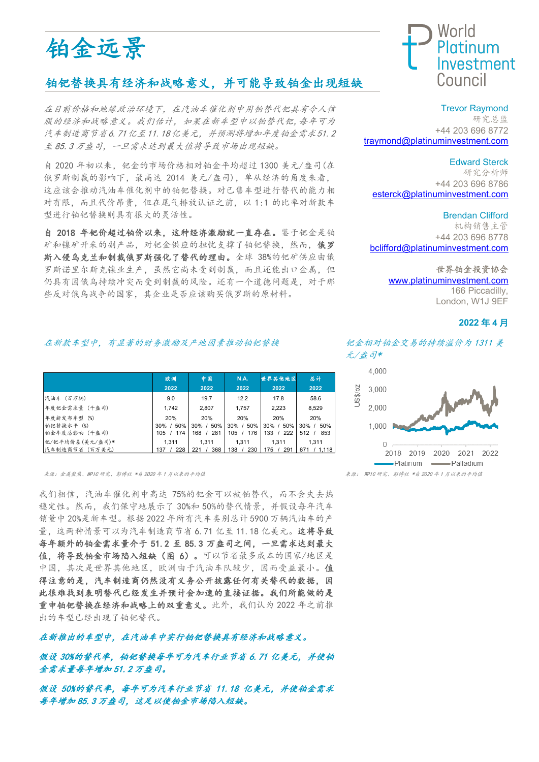# 铂金远景

## 铂钯替换具有经济和战略意义，并可能导致铂金出现短缺

Trevor Raymond
研究总监
+44 203 696 8772
traymond@platinuminvestment.com

Edward Sterck
研究分析师
+44 203 696 8786
esterck@platinuminvestment.com

Brendan Clifford
机构销售主管
+44 203 696 8778
bclifford@platinuminvestment.com

**世界铂金投资协会**
www.platinuminvestment.com
166 Piccadilly,
London, W1J 9EF

**2022 年 4 月**

*在目前价格和地缘政治环境下，在汽油车催化剂中用铂替代钯具有令人信服的经济和战略意义。我们估计，如果在新车型中以铂替代钯，每年可为汽车制造商节省6.71亿至11.18亿美元，并预测将增加年度铂金需求51.2至85.3万盎司，一旦需求达到最大值将导致市场出现短缺。*

自 2020 年初以来，钯金的市场价格相对铂金平均超过 1300 美元/盎司(在俄罗斯制裁的影响下，最高达 2014 美元/盎司)，单从经济的角度来看，这应该会推动汽油车催化剂中的铂钯替换。对已售车型进行替代的能力相对有限，而且代价昂贵，但在尾气排放认证之前，以 1:1 的比率对新款车型进行铂钯替换则具有很大的灵活性。

**自 2018 年钯价超过铂价以来，这种经济激励就一直存在。**鉴于钯金是铂矿和镍矿开采的副产品，对钯金供应的担忧支撑了铂钯替换，然而，**俄罗斯入侵乌克兰和制裁俄罗斯强化了替代的理由。**全球 38%的钯矿供应由俄罗斯诺里尔斯克镍业生产，虽然它尚未受到制裁，而且还能出口金属，但仍具有因俄乌持续冲突而受到制裁的风险。还有一个道德问题是，对于那些反对俄乌战争的国家，其企业是否应该购买俄罗斯的原材料。

*在新款车型中，有显著的财务激励及产地因素推动铂钯替换*

| | 欧洲 2022 | 中国 2022 | N.A. 2022 | 世界其他地区 2022 | 总计 2022 |
|---|---|---|---|---|---|
| 汽油车 (百万辆) | 9.0 | 19.7 | 12.2 | 17.8 | 58.6 |
| 年度钯金需求量 (千盎司) | 1,742 | 2,807 | 1,757 | 2,223 | 8,529 |
| 年度新发布车型 (%) | 20% | 20% | 20% | 20% | 20% |
| 铂钯替换水平 (%) | 30% / 50% | 30% / 50% | 30% / 50% | 30% / 50% | 30% / 50% |
| 铂金年度总影响 (千盎司) | 105 / 174 | 168 / 281 | 105 / 176 | 133 / 222 | 512 / 853 |
| 钯/铂平均价差 (美元/盎司)* | 1,311 | 1,311 | 1,311 | 1,311 | 1,311 |
| 汽车制造商节省 (百万美元) | 137 / 228 | 221 / 368 | 138 / 230 | 175 / 291 | 671 / 1,118 |

来源：金属聚焦、WPIC 研究、彭博社 *自 2020 年 1 月以来的平均值

*钯金相对铂金交易的持续溢价为 1311 美元/盎司**

来源：WPIC 研究、彭博社 *自 2020 年 1 月以来的平均值

我们相信，汽油车催化剂中高达 75%的钯金可以被铂替代，而不会失去热稳定性。然而，我们保守地展示了 30%和 50%的替代情景，并假设每年汽车销量中 20%是新车型。根据 2022 年所有汽车类别总计 5900 万辆汽油车的产量，这两种情景可以为汽车制造商节省 6.71 亿至 11.18 亿美元。**这将导致每年额外的铂金需求量介于 51.2 至 85.3 万盎司之间，一旦需求达到最大值，将导致铂金市场陷入短缺（图 6）。**可以节省最多成本的国家/地区是中国，其次是世界其他地区，欧洲由于汽油车队较少，因而受益最小。**值得注意的是，汽车制造商仍然没有义务公开披露任何有关替代的数据，因此很难找到表明替代已经发生并预计会加速的直接证据。我们所能做的是重申铂钯替换在经济和战略上的双重意义。**此外，我们认为 2022 年之前推出的车型已经出现了铂钯替代。

***在新推出的车型中，在汽油车中实行铂钯替换具有经济和战略意义。***

***假设 30%的替代率，铂钯替换每年可为汽车行业节省 6.71 亿美元，并使铂金需求量每年增加 51.2 万盎司。***

***假设 50%的替代率，每年可为汽车行业节省 11.18 亿美元，并使铂金需求每年增加 85.3 万盎司，这足以使铂金市场陷入短缺。***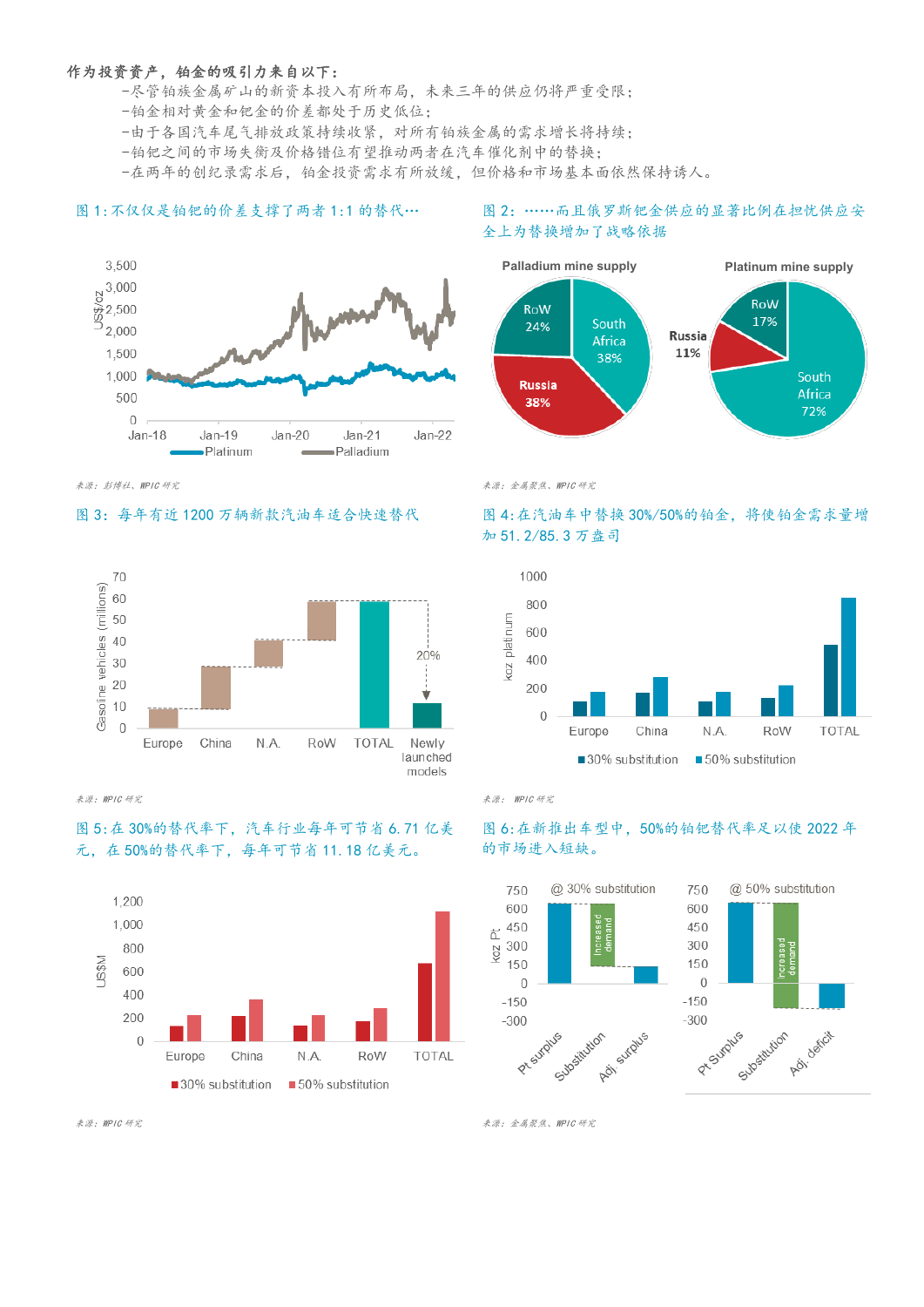**作为投资资产，铂金的吸引力来自以下：**

- 尽管铂族金属矿山的新资本投入有所布局，未来三年的供应仍将严重受限；
- 铂金相对黄金和钯金的价差都处于历史低位；
- 由于各国汽车尾气排放政策持续收紧，对所有铂族金属的需求增长将持续；
- 铂钯之间的市场失衡及价格错位有望推动两者在汽车催化剂中的替换；
- 在两年的创纪录需求后，铂金投资需求有所放缓，但价格和市场基本面依然保持诱人。

图 1:不仅仅是铂钯的价差支撑了两者 1:1 的替代…

来源：彭博社、WPIC 研究

图 2：……而且俄罗斯钯金供应的显著比例在担忧供应安全上为替换增加了战略依据

来源：金属聚焦、WPIC 研究

图 3：每年有近 1200 万辆新款汽油车适合快速替代

来源：WPIC 研究

图 4:在汽油车中替换 30%/50%的铂金，将使铂金需求量增加 51.2/85.3 万盎司

来源：WPIC 研究

图 5:在 30%的替代率下，汽车行业每年可节省 6.71 亿美元，在 50%的替代率下，每年可节省 11.18 亿美元。

来源：WPIC 研究

图 6:在新推出车型中，50%的铂钯替代率足以使 2022 年的市场进入短缺。

来源：金属聚焦、WPIC 研究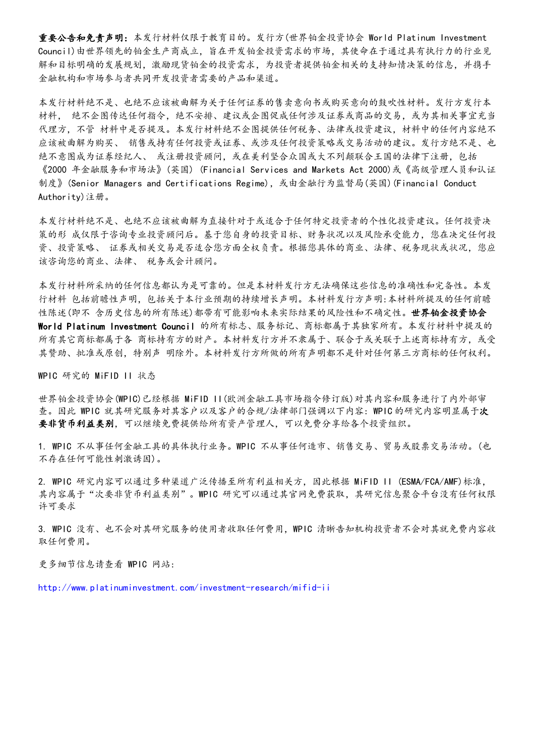**重要公告和免责声明：**本发行材料仅限于教育目的。发行方(世界铂金投资协会 World Platinum Investment Council)由世界领先的铂金生产商成立，旨在开发铂金投资需求的市场，其使命在于通过具有执行力的行业见解和目标明确的发展规划，激励现货铂金的投资需求，为投资者提供铂金相关的支持知情决策的信息，并携手金融机构和市场参与者共同开发投资者需要的产品和渠道。

本发行材料绝不是、也绝不应该被曲解为关于任何证券的售卖意向书或购买意向的鼓吹性材料。发行方发行本材料， 绝不企图传达任何指令，绝不安排、建议或企图促成任何涉及证券或商品的交易，或为其相关事宜充当代理方，不管 材料中是否提及。本发行材料绝不企图提供任何税务、法律或投资建议，材料中的任何内容绝不应该被曲解为购买、 销售或持有任何投资或证券、或涉及任何投资策略或交易活动的建议。发行方绝不是、也绝不意图成为证券经纪人、 或注册投资顾问，或在美利坚合众国或大不列颠联合王国的法律下注册，包括《2000 年金融服务和市场法》(英国) (Financial Services and Markets Act 2000)或《高级管理人员和认证制度》(Senior Managers and Certifications Regime)，或由金融行为监督局(英国)(Financial Conduct Authority)注册。

本发行材料绝不是、也绝不应该被曲解为直接针对于或适合于任何特定投资者的个性化投资建议。任何投资决策的形 成仅限于咨询专业投资顾问后。基于您自身的投资目标、财务状况以及风险承受能力，您在决定任何投资、投资策略、 证券或相关交易是否适合您方面全权负责。根据您具体的商业、法律、税务现状或状况，您应该咨询您的商业、法律、 税务或会计顾问。

本发行材料所采纳的任何信息都认为是可靠的。但是本材料发行方无法确保这些信息的准确性和完备性。本发行材料 包括前瞻性声明，包括关于本行业预期的持续增长声明。本材料发行方声明:本材料所提及的任何前瞻性陈述(即不 含历史信息的所有陈述)都带有可能影响未来实际结果的风险性和不确定性。**世界铂金投资协会 World Platinum Investment Council** 的所有标志、服务标记、商标都属于其独家所有。本发行材料中提及的所有其它商标都属于各 商标持有方的财产。本材料发行方并不隶属于、联合于或关联于上述商标持有方，或受其赞助、批准或原创，特别声 明除外。本材料发行方所做的所有声明都不是针对任何第三方商标的任何权利。

WPIC 研究的 MiFID II 状态

世界铂金投资协会(WPIC)已经根据 MiFID II(欧洲金融工具市场指令修订版)对其内容和服务进行了内外部审查。因此 WPIC 就其研究服务对其客户以及客户的合规/法律部门强调以下内容：WPIC 的研究内容明显属于**次要非货币利益类别**，可以继续免费提供给所有资产管理人，可以免费分享给各个投资组织。

1. WPIC 不从事任何金融工具的具体执行业务。WPIC 不从事任何造市、销售交易、贸易或股票交易活动。(也不存在任何可能性刺激诱因)。

2. WPIC 研究内容可以通过多种渠道广泛传播至所有利益相关方，因此根据 MiFID II (ESMA/FCA/AMF)标准，其内容属于“次要非货币利益类别”。WPIC 研究可以通过其官网免费获取，其研究信息聚合平台没有任何权限许可要求

3. WPIC 没有、也不会对其研究服务的使用者收取任何费用，WPIC 清晰告知机构投资者不会对其就免费内容收取任何费用。

更多细节信息请查看 WPIC 网站:

http://www.platinuminvestment.com/investment-research/mifid-ii